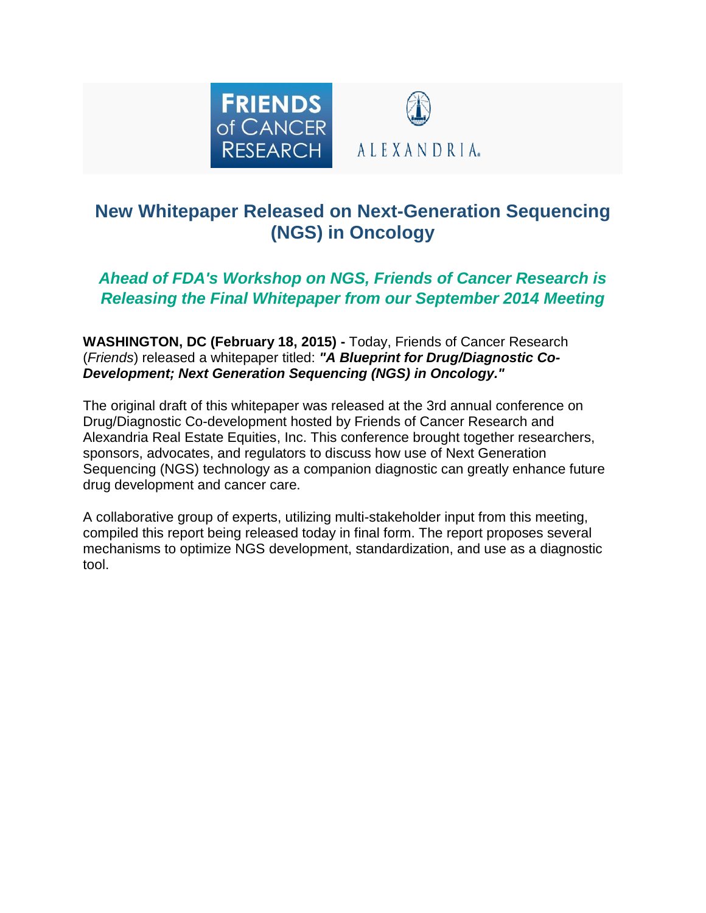# New Whitepaper Released on Next-Generation Sequencing (NGS) in Oncology

## *Ahead of FDA's Workshop on NGS, Friends of Cancer Research is Releasing the Final Whitepaper from our September 2014 Meeting*

**WASHINGTON, DC (February 18, 2015) -** Today, Friends of Cancer Research (*Friends*) released a whitepaper titled: ***"A Blueprint for Drug/Diagnostic Co-Development; Next Generation Sequencing (NGS) in Oncology."***

The original draft of this whitepaper was released at the 3rd annual conference on Drug/Diagnostic Co-development hosted by Friends of Cancer Research and Alexandria Real Estate Equities, Inc. This conference brought together researchers, sponsors, advocates, and regulators to discuss how use of Next Generation Sequencing (NGS) technology as a companion diagnostic can greatly enhance future drug development and cancer care.

A collaborative group of experts, utilizing multi-stakeholder input from this meeting, compiled this report being released today in final form. The report proposes several mechanisms to optimize NGS development, standardization, and use as a diagnostic tool.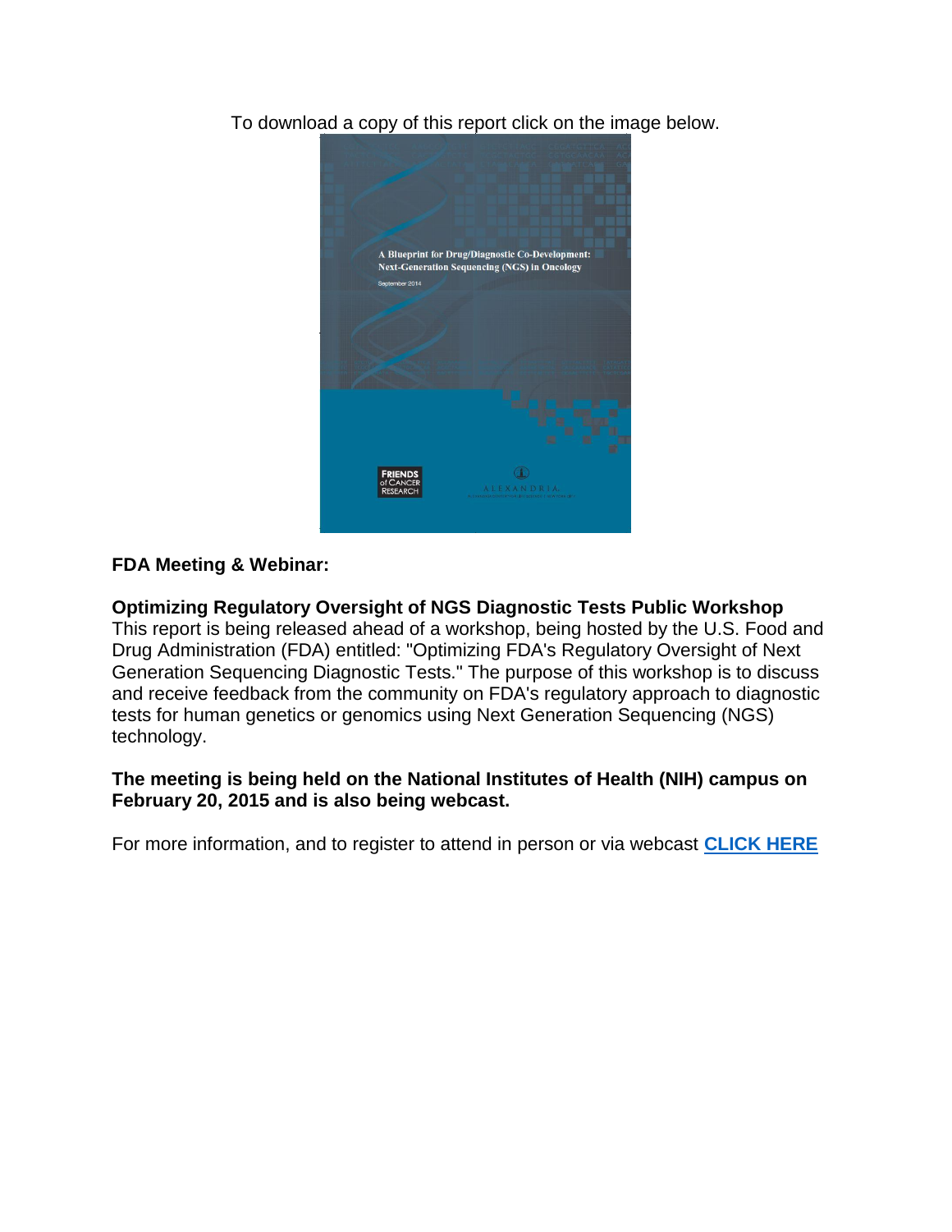To download a copy of this report click on the image below.

A Blueprint for Drug/Diagnostic Co-Development:
Next-Generation Sequencing (NGS) in Oncology

September 2014

FRIENDS of CANCER RESEARCH

ALEXANDRIA

**FDA Meeting & Webinar:**

**Optimizing Regulatory Oversight of NGS Diagnostic Tests Public Workshop**
This report is being released ahead of a workshop, being hosted by the U.S. Food and Drug Administration (FDA) entitled: "Optimizing FDA's Regulatory Oversight of Next Generation Sequencing Diagnostic Tests." The purpose of this workshop is to discuss and receive feedback from the community on FDA's regulatory approach to diagnostic tests for human genetics or genomics using Next Generation Sequencing (NGS) technology.

**The meeting is being held on the National Institutes of Health (NIH) campus on February 20, 2015 and is also being webcast.**

For more information, and to register to attend in person or via webcast **CLICK HERE**